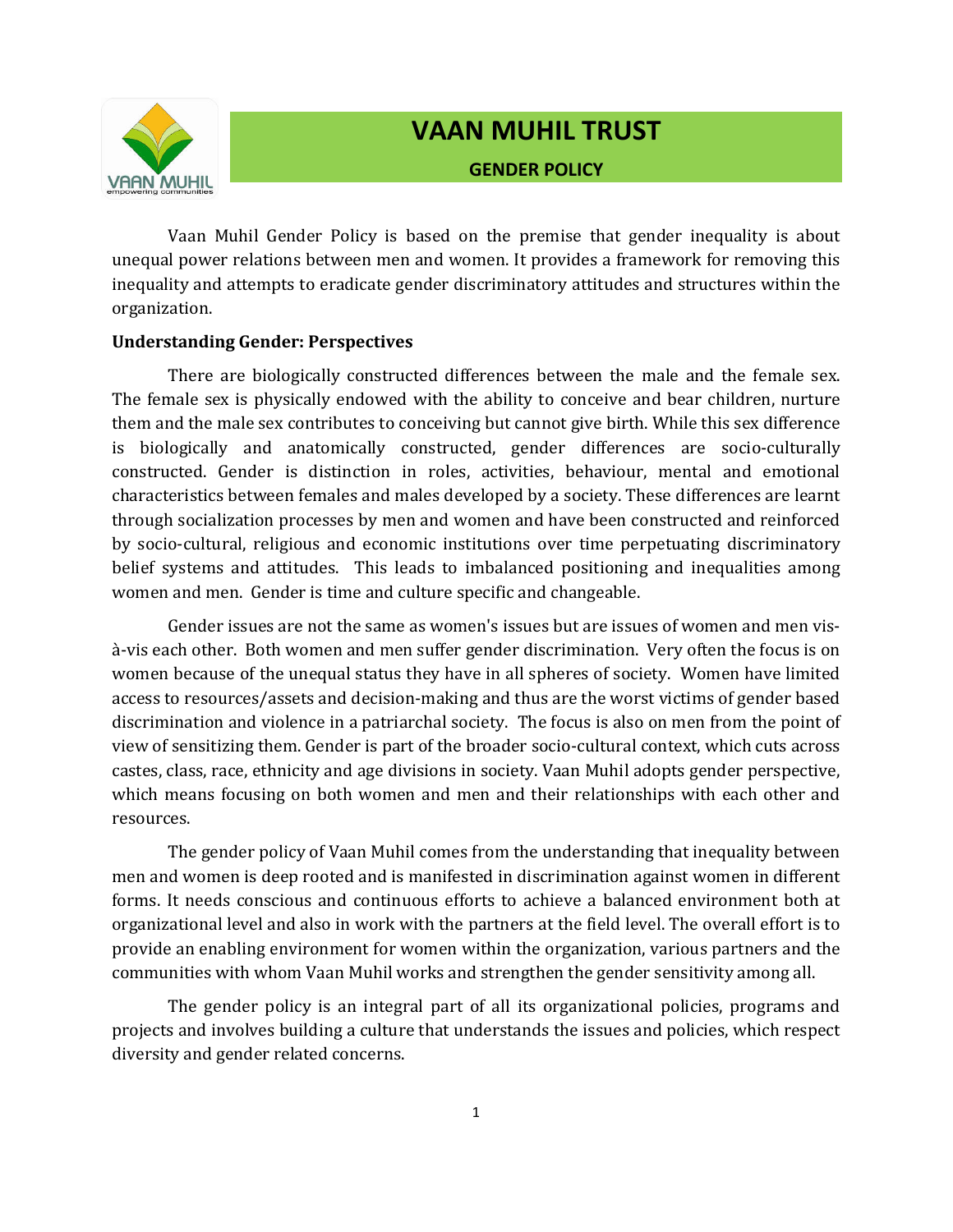# VAAN MUHIL TRUST

## GENDER POLICY

Vaan Muhil Gender Policy is based on the premise that gender inequality is about unequal power relations between men and women. It provides a framework for removing this inequality and attempts to eradicate gender discriminatory attitudes and structures within the organization.

**Understanding Gender: Perspectives**

There are biologically constructed differences between the male and the female sex. The female sex is physically endowed with the ability to conceive and bear children, nurture them and the male sex contributes to conceiving but cannot give birth. While this sex difference is biologically and anatomically constructed, gender differences are socio-culturally constructed. Gender is distinction in roles, activities, behaviour, mental and emotional characteristics between females and males developed by a society. These differences are learnt through socialization processes by men and women and have been constructed and reinforced by socio-cultural, religious and economic institutions over time perpetuating discriminatory belief systems and attitudes. This leads to imbalanced positioning and inequalities among women and men. Gender is time and culture specific and changeable.

Gender issues are not the same as women's issues but are issues of women and men vis-à-vis each other. Both women and men suffer gender discrimination. Very often the focus is on women because of the unequal status they have in all spheres of society. Women have limited access to resources/assets and decision-making and thus are the worst victims of gender based discrimination and violence in a patriarchal society. The focus is also on men from the point of view of sensitizing them. Gender is part of the broader socio-cultural context, which cuts across castes, class, race, ethnicity and age divisions in society. Vaan Muhil adopts gender perspective, which means focusing on both women and men and their relationships with each other and resources.

The gender policy of Vaan Muhil comes from the understanding that inequality between men and women is deep rooted and is manifested in discrimination against women in different forms. It needs conscious and continuous efforts to achieve a balanced environment both at organizational level and also in work with the partners at the field level. The overall effort is to provide an enabling environment for women within the organization, various partners and the communities with whom Vaan Muhil works and strengthen the gender sensitivity among all.

The gender policy is an integral part of all its organizational policies, programs and projects and involves building a culture that understands the issues and policies, which respect diversity and gender related concerns.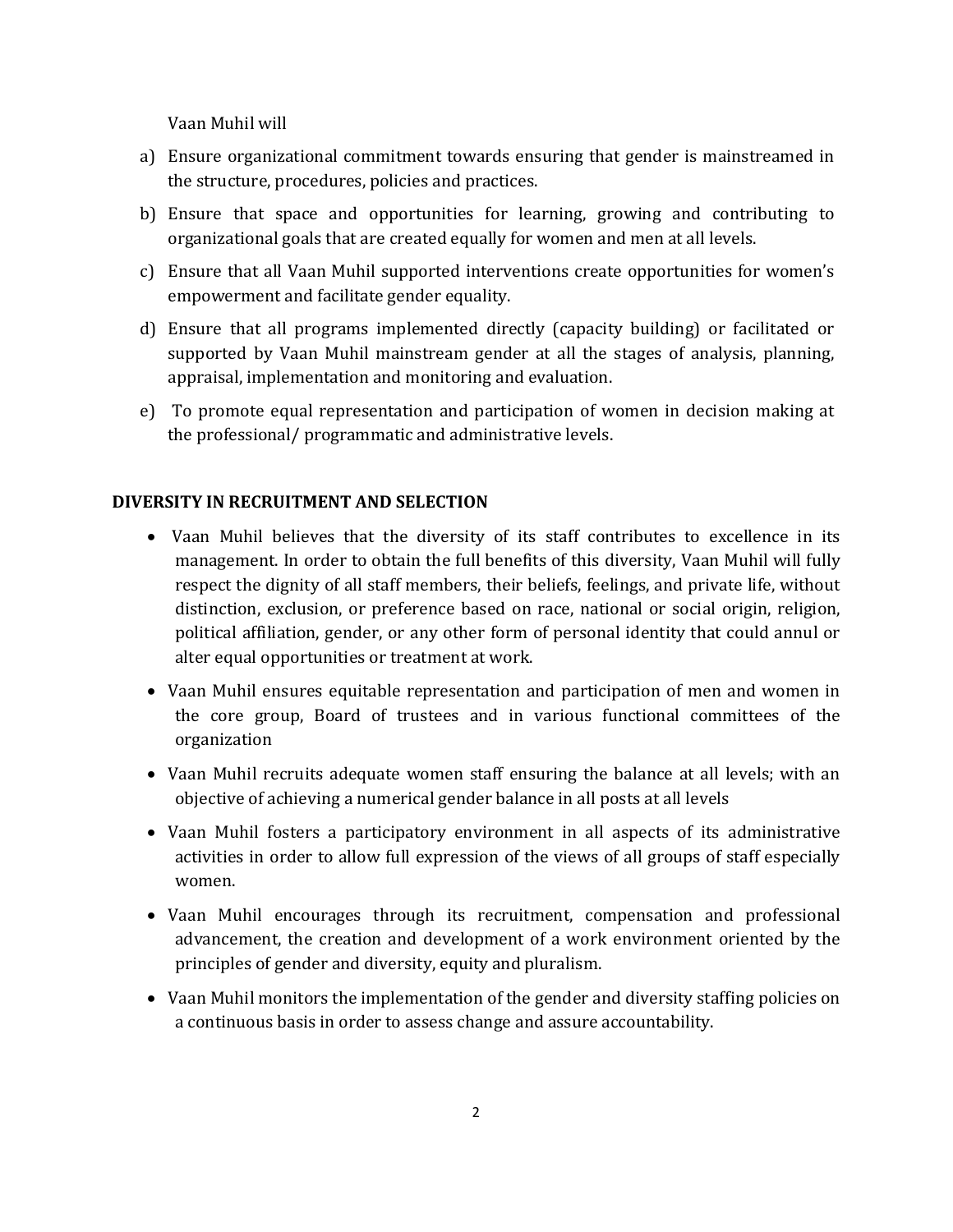Vaan Muhil will

a) Ensure organizational commitment towards ensuring that gender is mainstreamed in the structure, procedures, policies and practices.

b) Ensure that space and opportunities for learning, growing and contributing to organizational goals that are created equally for women and men at all levels.

c) Ensure that all Vaan Muhil supported interventions create opportunities for women's empowerment and facilitate gender equality.

d) Ensure that all programs implemented directly (capacity building) or facilitated or supported by Vaan Muhil mainstream gender at all the stages of analysis, planning, appraisal, implementation and monitoring and evaluation.

e) To promote equal representation and participation of women in decision making at the professional/ programmatic and administrative levels.

## DIVERSITY IN RECRUITMENT AND SELECTION

- Vaan Muhil believes that the diversity of its staff contributes to excellence in its management. In order to obtain the full benefits of this diversity, Vaan Muhil will fully respect the dignity of all staff members, their beliefs, feelings, and private life, without distinction, exclusion, or preference based on race, national or social origin, religion, political affiliation, gender, or any other form of personal identity that could annul or alter equal opportunities or treatment at work.
- Vaan Muhil ensures equitable representation and participation of men and women in the core group, Board of trustees and in various functional committees of the organization
- Vaan Muhil recruits adequate women staff ensuring the balance at all levels; with an objective of achieving a numerical gender balance in all posts at all levels
- Vaan Muhil fosters a participatory environment in all aspects of its administrative activities in order to allow full expression of the views of all groups of staff especially women.
- Vaan Muhil encourages through its recruitment, compensation and professional advancement, the creation and development of a work environment oriented by the principles of gender and diversity, equity and pluralism.
- Vaan Muhil monitors the implementation of the gender and diversity staffing policies on a continuous basis in order to assess change and assure accountability.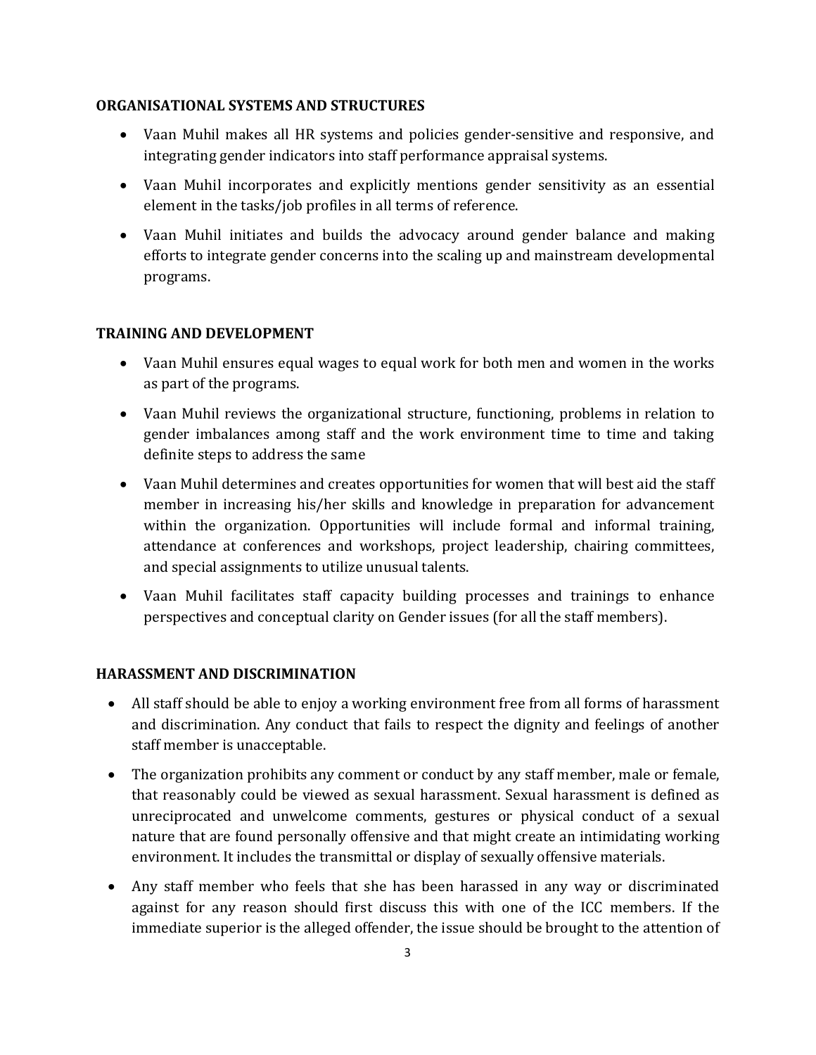**ORGANISATIONAL SYSTEMS AND STRUCTURES**

- Vaan Muhil makes all HR systems and policies gender-sensitive and responsive, and integrating gender indicators into staff performance appraisal systems.
- Vaan Muhil incorporates and explicitly mentions gender sensitivity as an essential element in the tasks/job profiles in all terms of reference.
- Vaan Muhil initiates and builds the advocacy around gender balance and making efforts to integrate gender concerns into the scaling up and mainstream developmental programs.

**TRAINING AND DEVELOPMENT**

- Vaan Muhil ensures equal wages to equal work for both men and women in the works as part of the programs.
- Vaan Muhil reviews the organizational structure, functioning, problems in relation to gender imbalances among staff and the work environment time to time and taking definite steps to address the same
- Vaan Muhil determines and creates opportunities for women that will best aid the staff member in increasing his/her skills and knowledge in preparation for advancement within the organization. Opportunities will include formal and informal training, attendance at conferences and workshops, project leadership, chairing committees, and special assignments to utilize unusual talents.
- Vaan Muhil facilitates staff capacity building processes and trainings to enhance perspectives and conceptual clarity on Gender issues (for all the staff members).

**HARASSMENT AND DISCRIMINATION**

- All staff should be able to enjoy a working environment free from all forms of harassment and discrimination. Any conduct that fails to respect the dignity and feelings of another staff member is unacceptable.
- The organization prohibits any comment or conduct by any staff member, male or female, that reasonably could be viewed as sexual harassment. Sexual harassment is defined as unreciprocated and unwelcome comments, gestures or physical conduct of a sexual nature that are found personally offensive and that might create an intimidating working environment. It includes the transmittal or display of sexually offensive materials.
- Any staff member who feels that she has been harassed in any way or discriminated against for any reason should first discuss this with one of the ICC members. If the immediate superior is the alleged offender, the issue should be brought to the attention of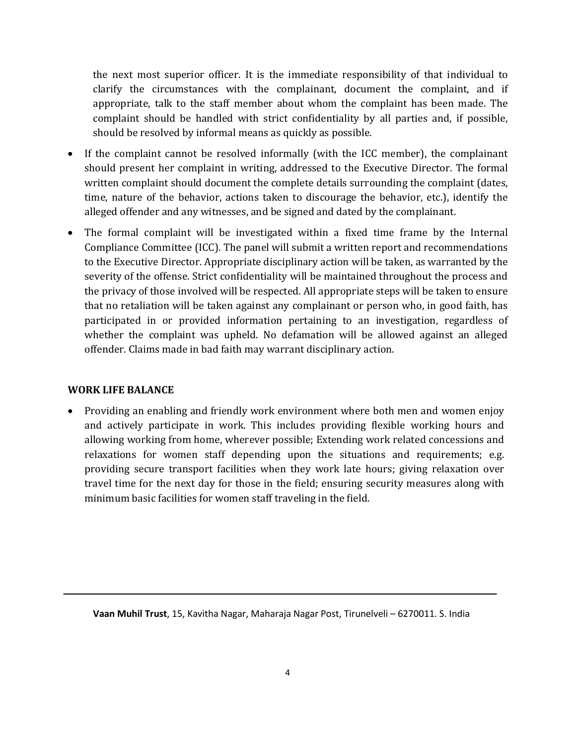the next most superior officer. It is the immediate responsibility of that individual to clarify the circumstances with the complainant, document the complaint, and if appropriate, talk to the staff member about whom the complaint has been made. The complaint should be handled with strict confidentiality by all parties and, if possible, should be resolved by informal means as quickly as possible.

- If the complaint cannot be resolved informally (with the ICC member), the complainant should present her complaint in writing, addressed to the Executive Director. The formal written complaint should document the complete details surrounding the complaint (dates, time, nature of the behavior, actions taken to discourage the behavior, etc.), identify the alleged offender and any witnesses, and be signed and dated by the complainant.
- The formal complaint will be investigated within a fixed time frame by the Internal Compliance Committee (ICC). The panel will submit a written report and recommendations to the Executive Director. Appropriate disciplinary action will be taken, as warranted by the severity of the offense. Strict confidentiality will be maintained throughout the process and the privacy of those involved will be respected. All appropriate steps will be taken to ensure that no retaliation will be taken against any complainant or person who, in good faith, has participated in or provided information pertaining to an investigation, regardless of whether the complaint was upheld. No defamation will be allowed against an alleged offender. Claims made in bad faith may warrant disciplinary action.

**WORK LIFE BALANCE**

- Providing an enabling and friendly work environment where both men and women enjoy and actively participate in work. This includes providing flexible working hours and allowing working from home, wherever possible; Extending work related concessions and relaxations for women staff depending upon the situations and requirements; e.g. providing secure transport facilities when they work late hours; giving relaxation over travel time for the next day for those in the field; ensuring security measures along with minimum basic facilities for women staff traveling in the field.